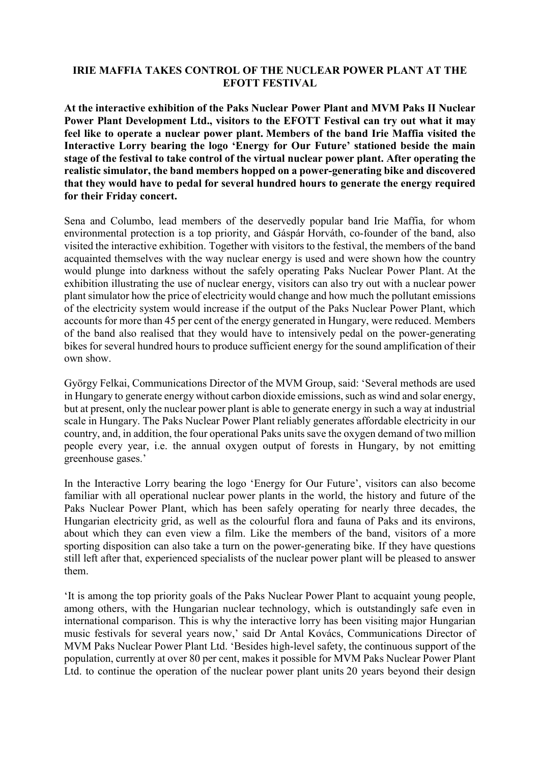# IRIE MAFFIA TAKES CONTROL OF THE NUCLEAR POWER PLANT AT THE EFOTT FESTIVAL

**At the interactive exhibition of the Paks Nuclear Power Plant and MVM Paks II Nuclear Power Plant Development Ltd., visitors to the EFOTT Festival can try out what it may feel like to operate a nuclear power plant. Members of the band Irie Maffia visited the Interactive Lorry bearing the logo 'Energy for Our Future' stationed beside the main stage of the festival to take control of the virtual nuclear power plant. After operating the realistic simulator, the band members hopped on a power-generating bike and discovered that they would have to pedal for several hundred hours to generate the energy required for their Friday concert.**

Sena and Columbo, lead members of the deservedly popular band Irie Maffia, for whom environmental protection is a top priority, and Gáspár Horváth, co-founder of the band, also visited the interactive exhibition. Together with visitors to the festival, the members of the band acquainted themselves with the way nuclear energy is used and were shown how the country would plunge into darkness without the safely operating Paks Nuclear Power Plant. At the exhibition illustrating the use of nuclear energy, visitors can also try out with a nuclear power plant simulator how the price of electricity would change and how much the pollutant emissions of the electricity system would increase if the output of the Paks Nuclear Power Plant, which accounts for more than 45 per cent of the energy generated in Hungary, were reduced. Members of the band also realised that they would have to intensively pedal on the power-generating bikes for several hundred hours to produce sufficient energy for the sound amplification of their own show.

György Felkai, Communications Director of the MVM Group, said: 'Several methods are used in Hungary to generate energy without carbon dioxide emissions, such as wind and solar energy, but at present, only the nuclear power plant is able to generate energy in such a way at industrial scale in Hungary. The Paks Nuclear Power Plant reliably generates affordable electricity in our country, and, in addition, the four operational Paks units save the oxygen demand of two million people every year, i.e. the annual oxygen output of forests in Hungary, by not emitting greenhouse gases.'

In the Interactive Lorry bearing the logo 'Energy for Our Future', visitors can also become familiar with all operational nuclear power plants in the world, the history and future of the Paks Nuclear Power Plant, which has been safely operating for nearly three decades, the Hungarian electricity grid, as well as the colourful flora and fauna of Paks and its environs, about which they can even view a film. Like the members of the band, visitors of a more sporting disposition can also take a turn on the power-generating bike. If they have questions still left after that, experienced specialists of the nuclear power plant will be pleased to answer them.

'It is among the top priority goals of the Paks Nuclear Power Plant to acquaint young people, among others, with the Hungarian nuclear technology, which is outstandingly safe even in international comparison. This is why the interactive lorry has been visiting major Hungarian music festivals for several years now,' said Dr Antal Kovács, Communications Director of MVM Paks Nuclear Power Plant Ltd. 'Besides high-level safety, the continuous support of the population, currently at over 80 per cent, makes it possible for MVM Paks Nuclear Power Plant Ltd. to continue the operation of the nuclear power plant units 20 years beyond their design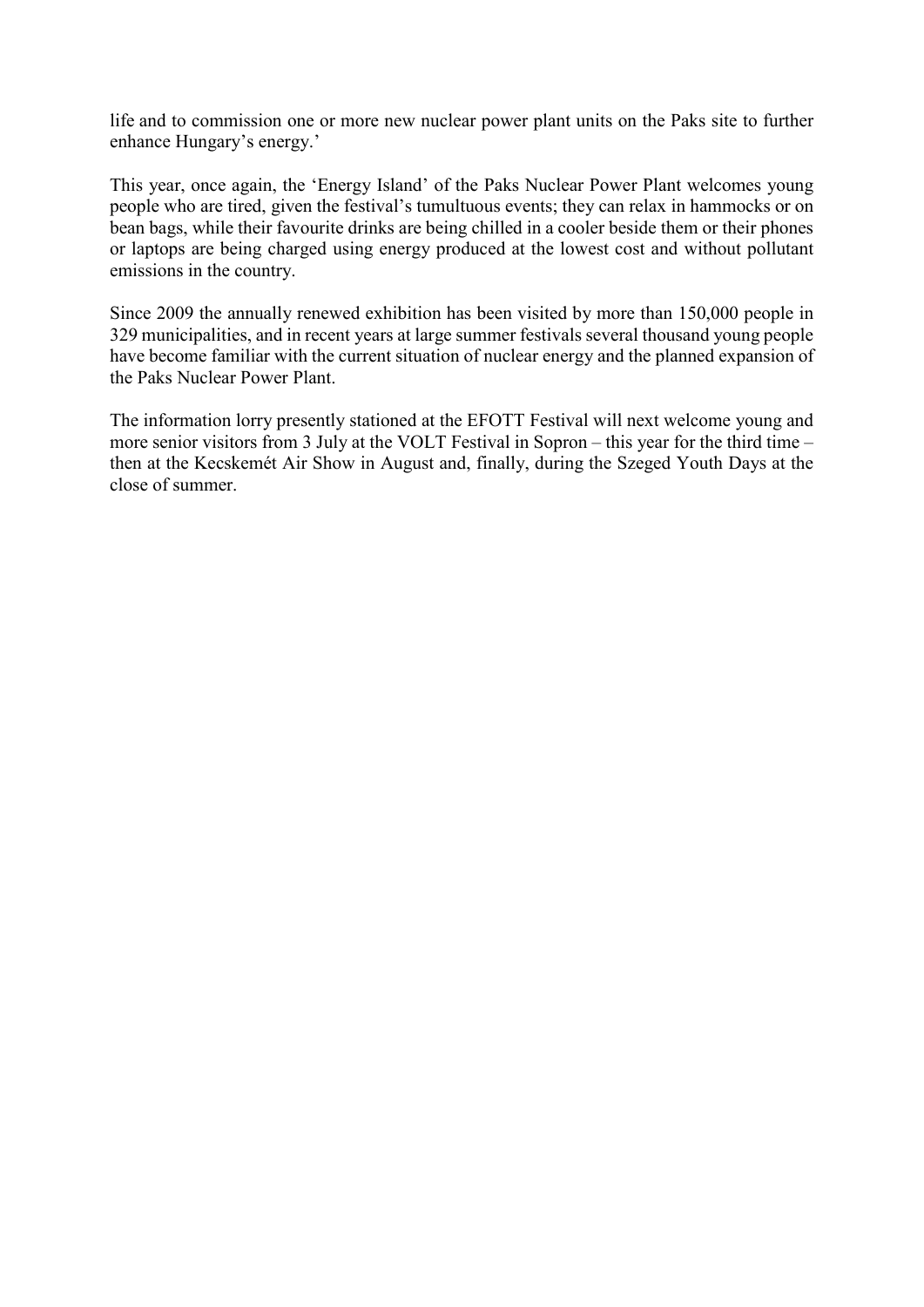life and to commission one or more new nuclear power plant units on the Paks site to further enhance Hungary's energy.'

This year, once again, the 'Energy Island' of the Paks Nuclear Power Plant welcomes young people who are tired, given the festival's tumultuous events; they can relax in hammocks or on bean bags, while their favourite drinks are being chilled in a cooler beside them or their phones or laptops are being charged using energy produced at the lowest cost and without pollutant emissions in the country.

Since 2009 the annually renewed exhibition has been visited by more than 150,000 people in 329 municipalities, and in recent years at large summer festivals several thousand young people have become familiar with the current situation of nuclear energy and the planned expansion of the Paks Nuclear Power Plant.

The information lorry presently stationed at the EFOTT Festival will next welcome young and more senior visitors from 3 July at the VOLT Festival in Sopron – this year for the third time – then at the Kecskemét Air Show in August and, finally, during the Szeged Youth Days at the close of summer.